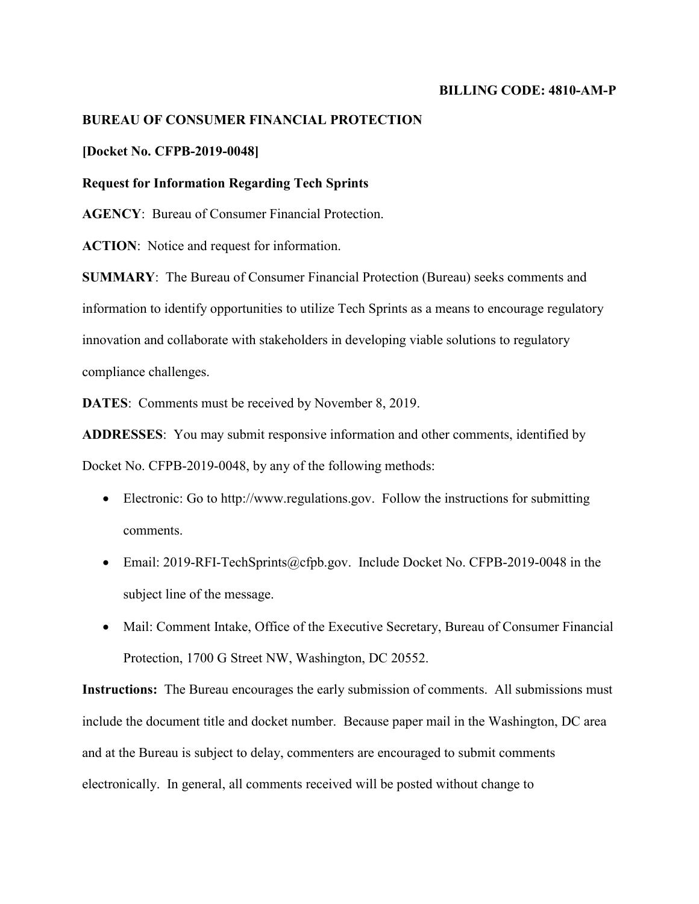**BILLING CODE: 4810-AM-P**

**BUREAU OF CONSUMER FINANCIAL PROTECTION**

**[Docket No. CFPB-2019-0048]**

**Request for Information Regarding Tech Sprints**

**AGENCY**: Bureau of Consumer Financial Protection.

**ACTION**: Notice and request for information.

**SUMMARY**: The Bureau of Consumer Financial Protection (Bureau) seeks comments and information to identify opportunities to utilize Tech Sprints as a means to encourage regulatory innovation and collaborate with stakeholders in developing viable solutions to regulatory compliance challenges.

**DATES**: Comments must be received by November 8, 2019.

**ADDRESSES**: You may submit responsive information and other comments, identified by Docket No. CFPB-2019-0048, by any of the following methods:

- Electronic: Go to http://www.regulations.gov. Follow the instructions for submitting comments.
- Email: 2019-RFI-TechSprints@cfpb.gov. Include Docket No. CFPB-2019-0048 in the subject line of the message.
- Mail: Comment Intake, Office of the Executive Secretary, Bureau of Consumer Financial Protection, 1700 G Street NW, Washington, DC 20552.

**Instructions:** The Bureau encourages the early submission of comments. All submissions must include the document title and docket number. Because paper mail in the Washington, DC area and at the Bureau is subject to delay, commenters are encouraged to submit comments electronically. In general, all comments received will be posted without change to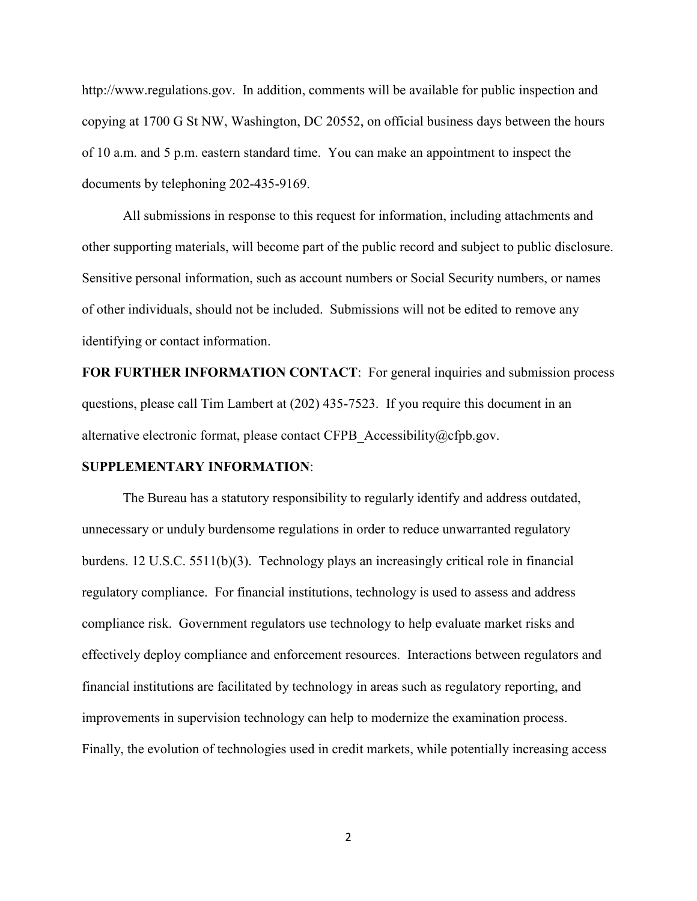http://www.regulations.gov. In addition, comments will be available for public inspection and copying at 1700 G St NW, Washington, DC 20552, on official business days between the hours of 10 a.m. and 5 p.m. eastern standard time. You can make an appointment to inspect the documents by telephoning 202-435-9169.

All submissions in response to this request for information, including attachments and other supporting materials, will become part of the public record and subject to public disclosure. Sensitive personal information, such as account numbers or Social Security numbers, or names of other individuals, should not be included. Submissions will not be edited to remove any identifying or contact information.

**FOR FURTHER INFORMATION CONTACT**: For general inquiries and submission process questions, please call Tim Lambert at (202) 435-7523. If you require this document in an alternative electronic format, please contact CFPB_Accessibility@cfpb.gov.

**SUPPLEMENTARY INFORMATION**:

The Bureau has a statutory responsibility to regularly identify and address outdated, unnecessary or unduly burdensome regulations in order to reduce unwarranted regulatory burdens. 12 U.S.C. 5511(b)(3). Technology plays an increasingly critical role in financial regulatory compliance. For financial institutions, technology is used to assess and address compliance risk. Government regulators use technology to help evaluate market risks and effectively deploy compliance and enforcement resources. Interactions between regulators and financial institutions are facilitated by technology in areas such as regulatory reporting, and improvements in supervision technology can help to modernize the examination process. Finally, the evolution of technologies used in credit markets, while potentially increasing access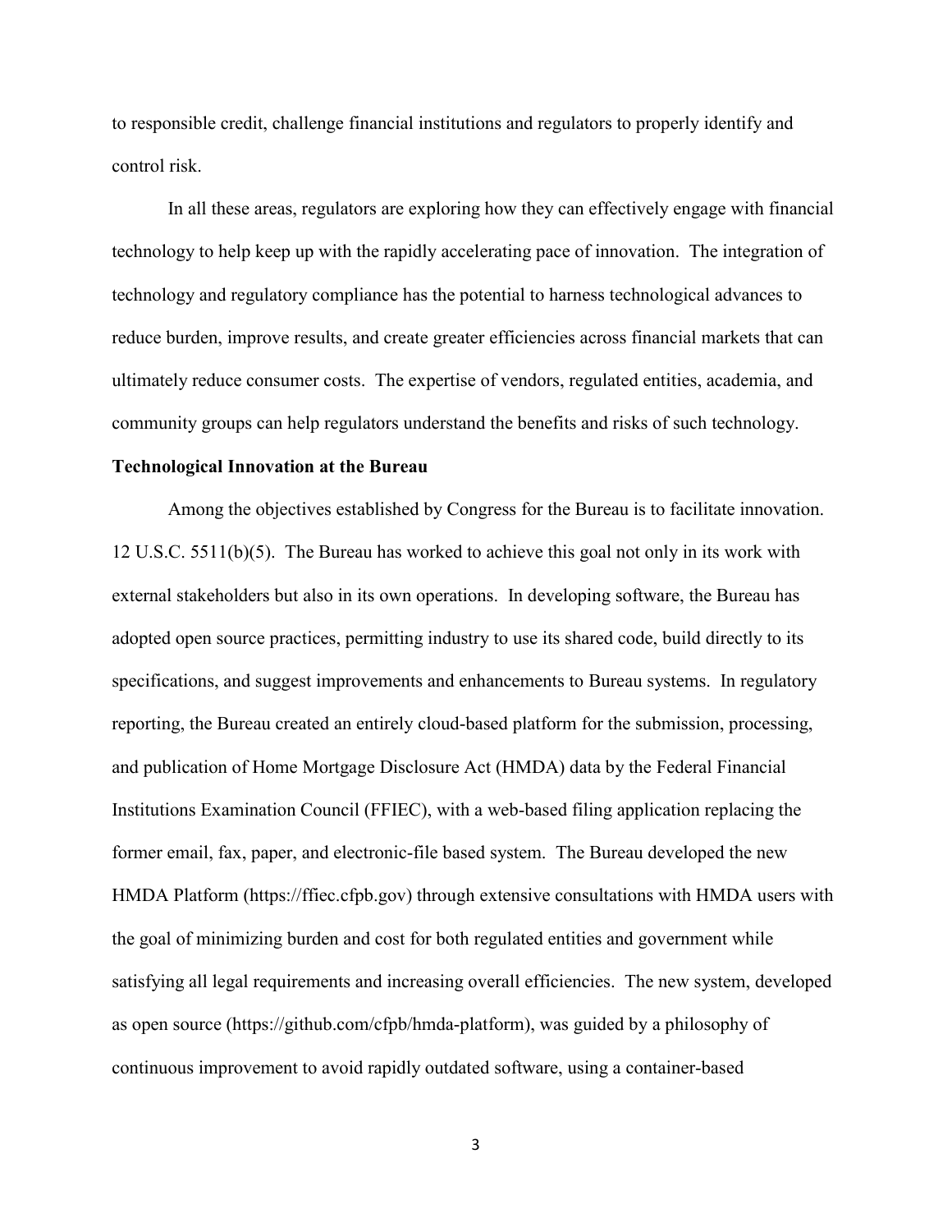to responsible credit, challenge financial institutions and regulators to properly identify and control risk.

In all these areas, regulators are exploring how they can effectively engage with financial technology to help keep up with the rapidly accelerating pace of innovation. The integration of technology and regulatory compliance has the potential to harness technological advances to reduce burden, improve results, and create greater efficiencies across financial markets that can ultimately reduce consumer costs. The expertise of vendors, regulated entities, academia, and community groups can help regulators understand the benefits and risks of such technology.

**Technological Innovation at the Bureau**

Among the objectives established by Congress for the Bureau is to facilitate innovation. 12 U.S.C. 5511(b)(5). The Bureau has worked to achieve this goal not only in its work with external stakeholders but also in its own operations. In developing software, the Bureau has adopted open source practices, permitting industry to use its shared code, build directly to its specifications, and suggest improvements and enhancements to Bureau systems. In regulatory reporting, the Bureau created an entirely cloud-based platform for the submission, processing, and publication of Home Mortgage Disclosure Act (HMDA) data by the Federal Financial Institutions Examination Council (FFIEC), with a web-based filing application replacing the former email, fax, paper, and electronic-file based system. The Bureau developed the new HMDA Platform (https://ffiec.cfpb.gov) through extensive consultations with HMDA users with the goal of minimizing burden and cost for both regulated entities and government while satisfying all legal requirements and increasing overall efficiencies. The new system, developed as open source (https://github.com/cfpb/hmda-platform), was guided by a philosophy of continuous improvement to avoid rapidly outdated software, using a container-based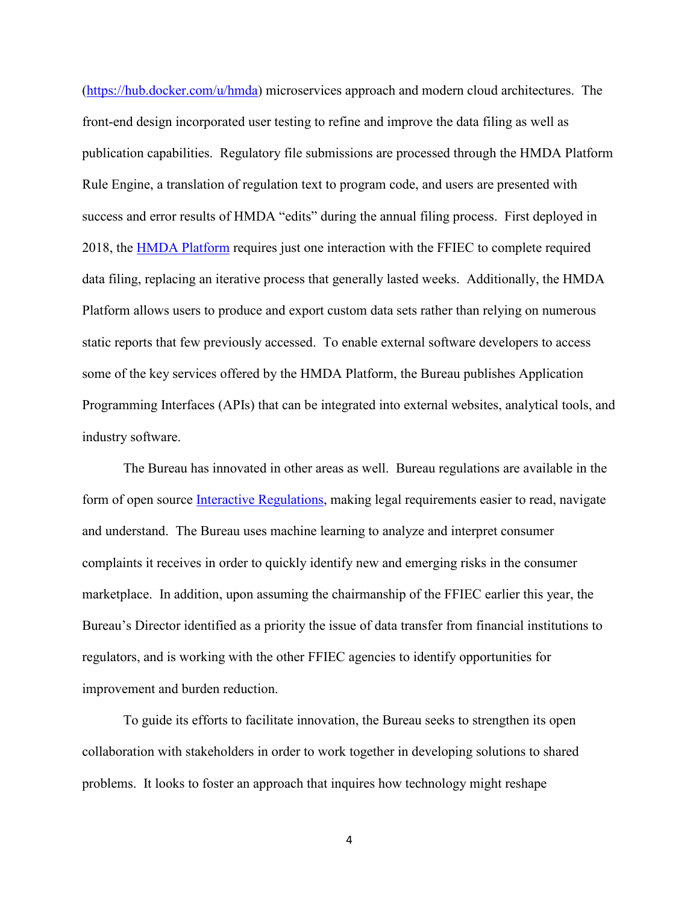([https://hub.docker.com/u/hmda](https://hub.docker.com/u/hmda)) microservices approach and modern cloud architectures. The front-end design incorporated user testing to refine and improve the data filing as well as publication capabilities. Regulatory file submissions are processed through the HMDA Platform Rule Engine, a translation of regulation text to program code, and users are presented with success and error results of HMDA "edits" during the annual filing process. First deployed in 2018, the HMDA Platform requires just one interaction with the FFIEC to complete required data filing, replacing an iterative process that generally lasted weeks. Additionally, the HMDA Platform allows users to produce and export custom data sets rather than relying on numerous static reports that few previously accessed. To enable external software developers to access some of the key services offered by the HMDA Platform, the Bureau publishes Application Programming Interfaces (APIs) that can be integrated into external websites, analytical tools, and industry software.

The Bureau has innovated in other areas as well. Bureau regulations are available in the form of open source Interactive Regulations, making legal requirements easier to read, navigate and understand. The Bureau uses machine learning to analyze and interpret consumer complaints it receives in order to quickly identify new and emerging risks in the consumer marketplace. In addition, upon assuming the chairmanship of the FFIEC earlier this year, the Bureau's Director identified as a priority the issue of data transfer from financial institutions to regulators, and is working with the other FFIEC agencies to identify opportunities for improvement and burden reduction.

To guide its efforts to facilitate innovation, the Bureau seeks to strengthen its open collaboration with stakeholders in order to work together in developing solutions to shared problems. It looks to foster an approach that inquires how technology might reshape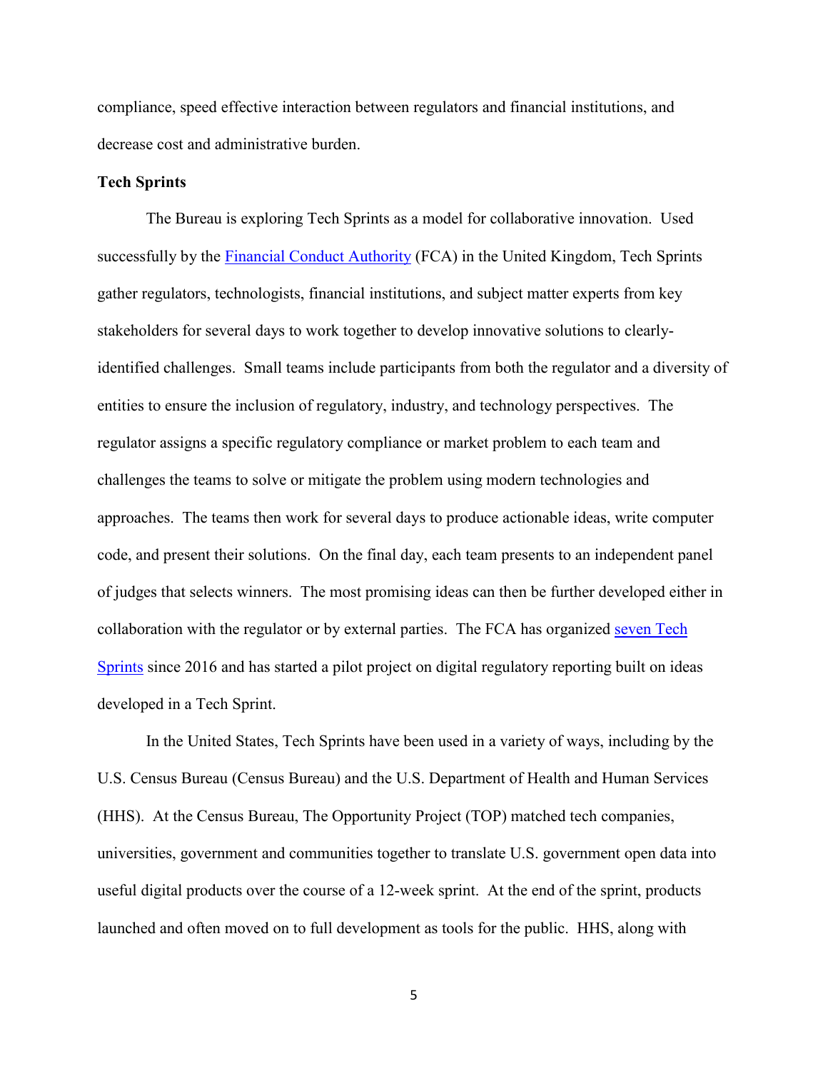compliance, speed effective interaction between regulators and financial institutions, and decrease cost and administrative burden.

**Tech Sprints**

The Bureau is exploring Tech Sprints as a model for collaborative innovation. Used successfully by the [Financial Conduct Authority](#) (FCA) in the United Kingdom, Tech Sprints gather regulators, technologists, financial institutions, and subject matter experts from key stakeholders for several days to work together to develop innovative solutions to clearly-identified challenges. Small teams include participants from both the regulator and a diversity of entities to ensure the inclusion of regulatory, industry, and technology perspectives. The regulator assigns a specific regulatory compliance or market problem to each team and challenges the teams to solve or mitigate the problem using modern technologies and approaches. The teams then work for several days to produce actionable ideas, write computer code, and present their solutions. On the final day, each team presents to an independent panel of judges that selects winners. The most promising ideas can then be further developed either in collaboration with the regulator or by external parties. The FCA has organized [seven Tech Sprints](#) since 2016 and has started a pilot project on digital regulatory reporting built on ideas developed in a Tech Sprint.

In the United States, Tech Sprints have been used in a variety of ways, including by the U.S. Census Bureau (Census Bureau) and the U.S. Department of Health and Human Services (HHS). At the Census Bureau, The Opportunity Project (TOP) matched tech companies, universities, government and communities together to translate U.S. government open data into useful digital products over the course of a 12-week sprint. At the end of the sprint, products launched and often moved on to full development as tools for the public. HHS, along with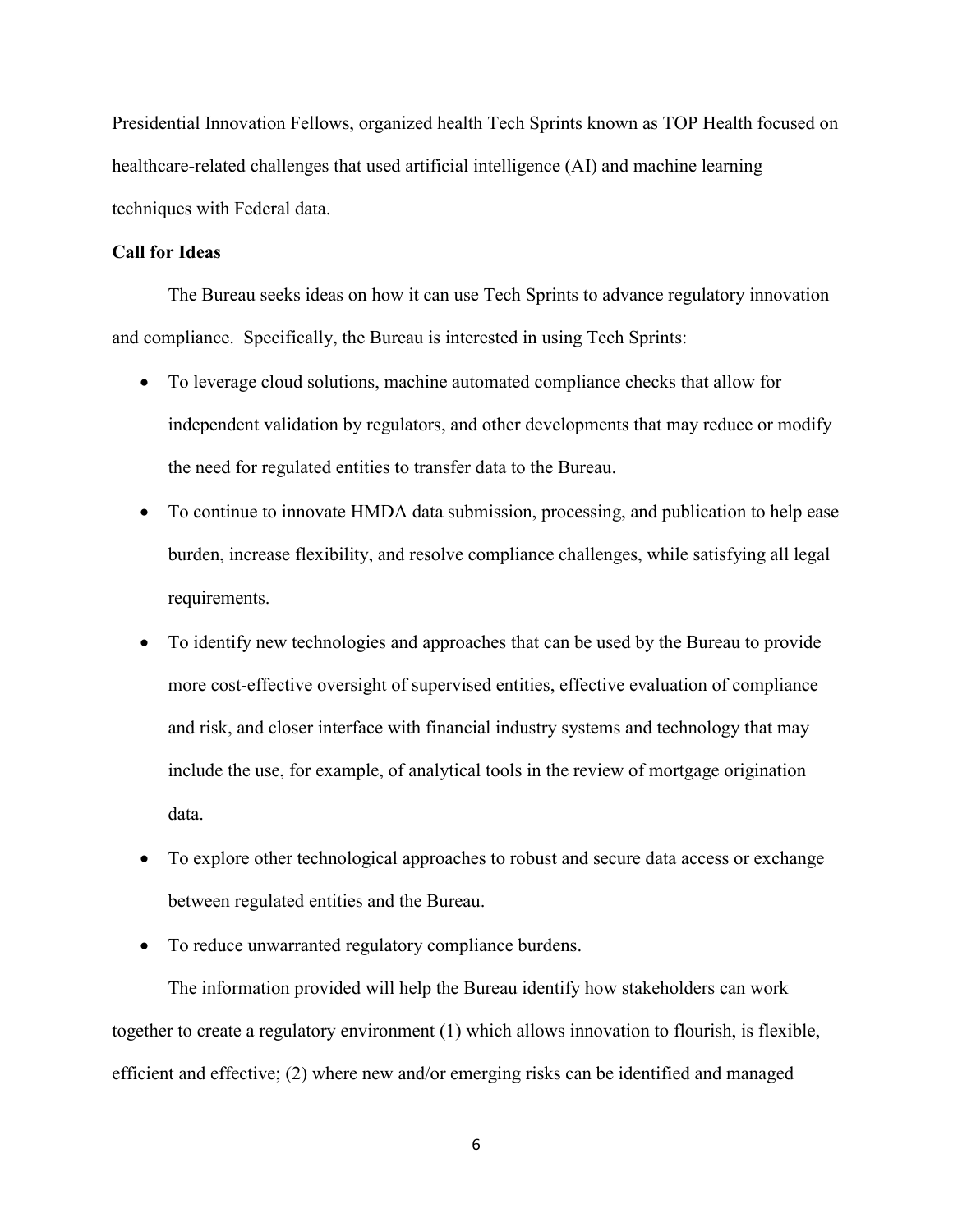Presidential Innovation Fellows, organized health Tech Sprints known as TOP Health focused on healthcare-related challenges that used artificial intelligence (AI) and machine learning techniques with Federal data.

**Call for Ideas**

The Bureau seeks ideas on how it can use Tech Sprints to advance regulatory innovation and compliance. Specifically, the Bureau is interested in using Tech Sprints:

- To leverage cloud solutions, machine automated compliance checks that allow for independent validation by regulators, and other developments that may reduce or modify the need for regulated entities to transfer data to the Bureau.
- To continue to innovate HMDA data submission, processing, and publication to help ease burden, increase flexibility, and resolve compliance challenges, while satisfying all legal requirements.
- To identify new technologies and approaches that can be used by the Bureau to provide more cost-effective oversight of supervised entities, effective evaluation of compliance and risk, and closer interface with financial industry systems and technology that may include the use, for example, of analytical tools in the review of mortgage origination data.
- To explore other technological approaches to robust and secure data access or exchange between regulated entities and the Bureau.
- To reduce unwarranted regulatory compliance burdens.

The information provided will help the Bureau identify how stakeholders can work together to create a regulatory environment (1) which allows innovation to flourish, is flexible, efficient and effective; (2) where new and/or emerging risks can be identified and managed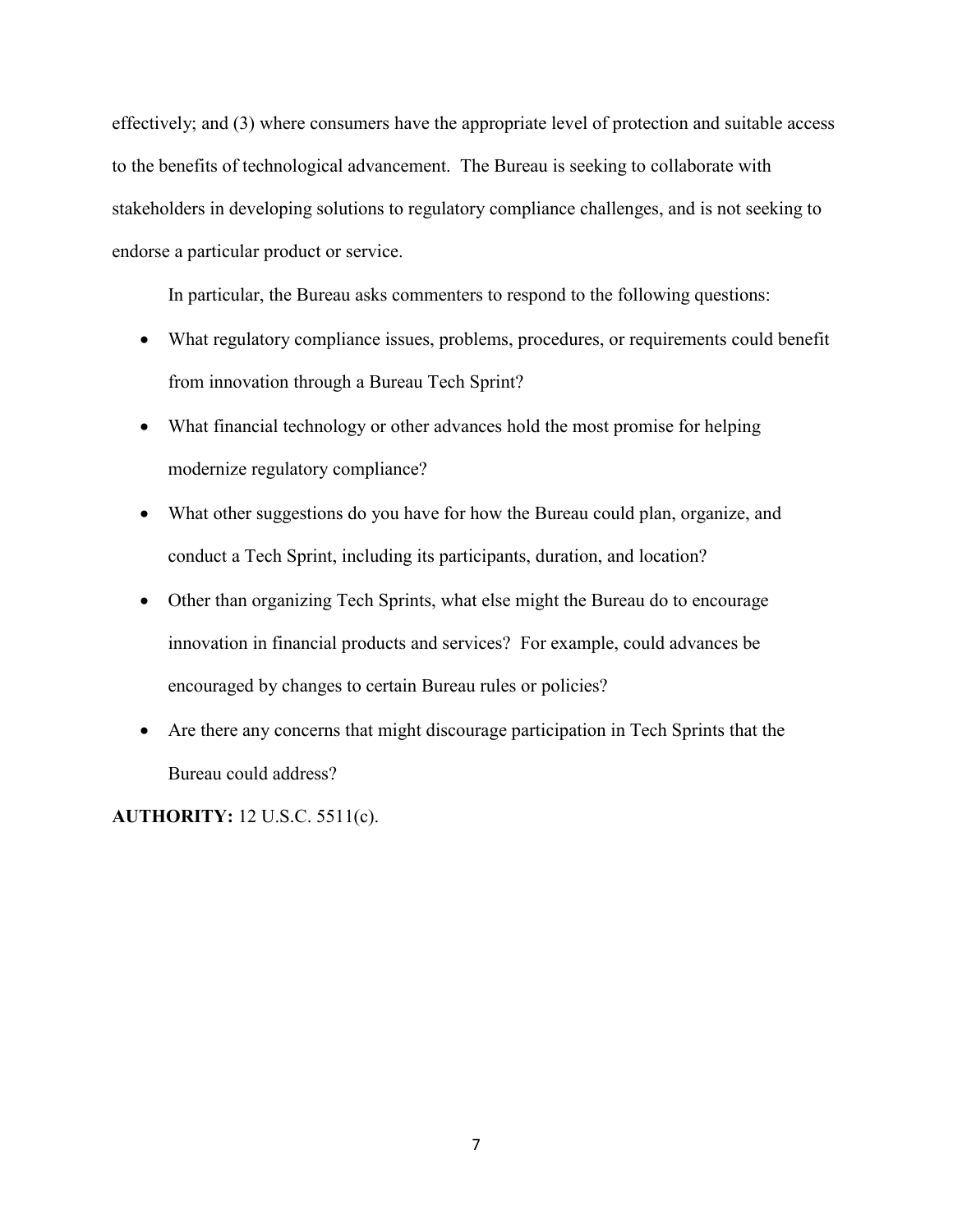effectively; and (3) where consumers have the appropriate level of protection and suitable access to the benefits of technological advancement. The Bureau is seeking to collaborate with stakeholders in developing solutions to regulatory compliance challenges, and is not seeking to endorse a particular product or service.

In particular, the Bureau asks commenters to respond to the following questions:

- What regulatory compliance issues, problems, procedures, or requirements could benefit from innovation through a Bureau Tech Sprint?
- What financial technology or other advances hold the most promise for helping modernize regulatory compliance?
- What other suggestions do you have for how the Bureau could plan, organize, and conduct a Tech Sprint, including its participants, duration, and location?
- Other than organizing Tech Sprints, what else might the Bureau do to encourage innovation in financial products and services? For example, could advances be encouraged by changes to certain Bureau rules or policies?
- Are there any concerns that might discourage participation in Tech Sprints that the Bureau could address?

**AUTHORITY:** 12 U.S.C. 5511(c).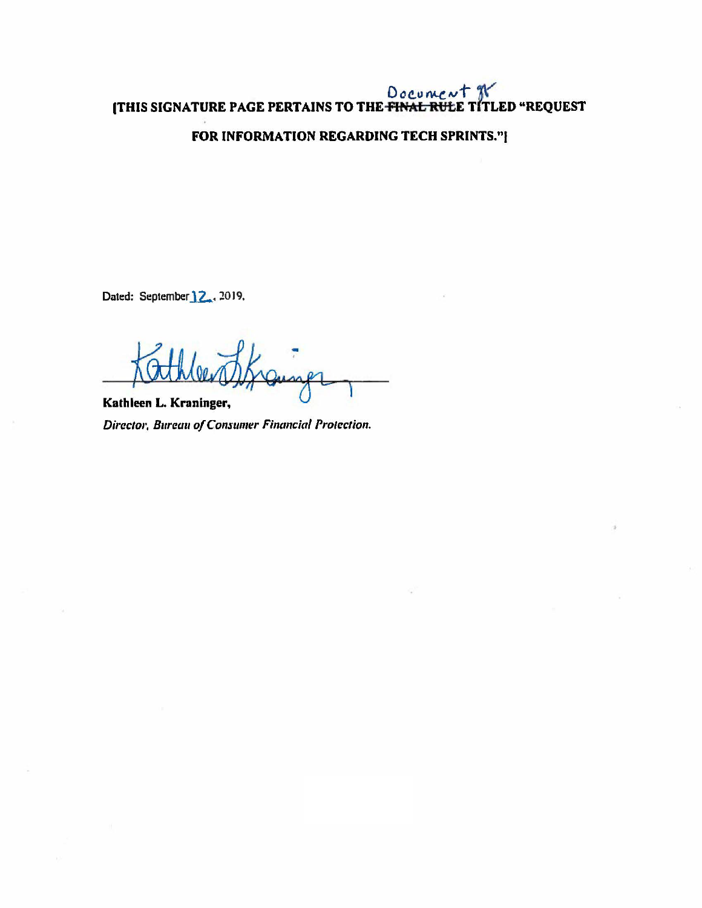[THIS SIGNATURE PAGE PERTAINS TO THE ~~FINAL RULE~~ Document TITLED "REQUEST FOR INFORMATION REGARDING TECH SPRINTS."]

Dated: September 12, 2019.

**Kathleen L. Kraninger,**

*Director, Bureau of Consumer Financial Protection.*